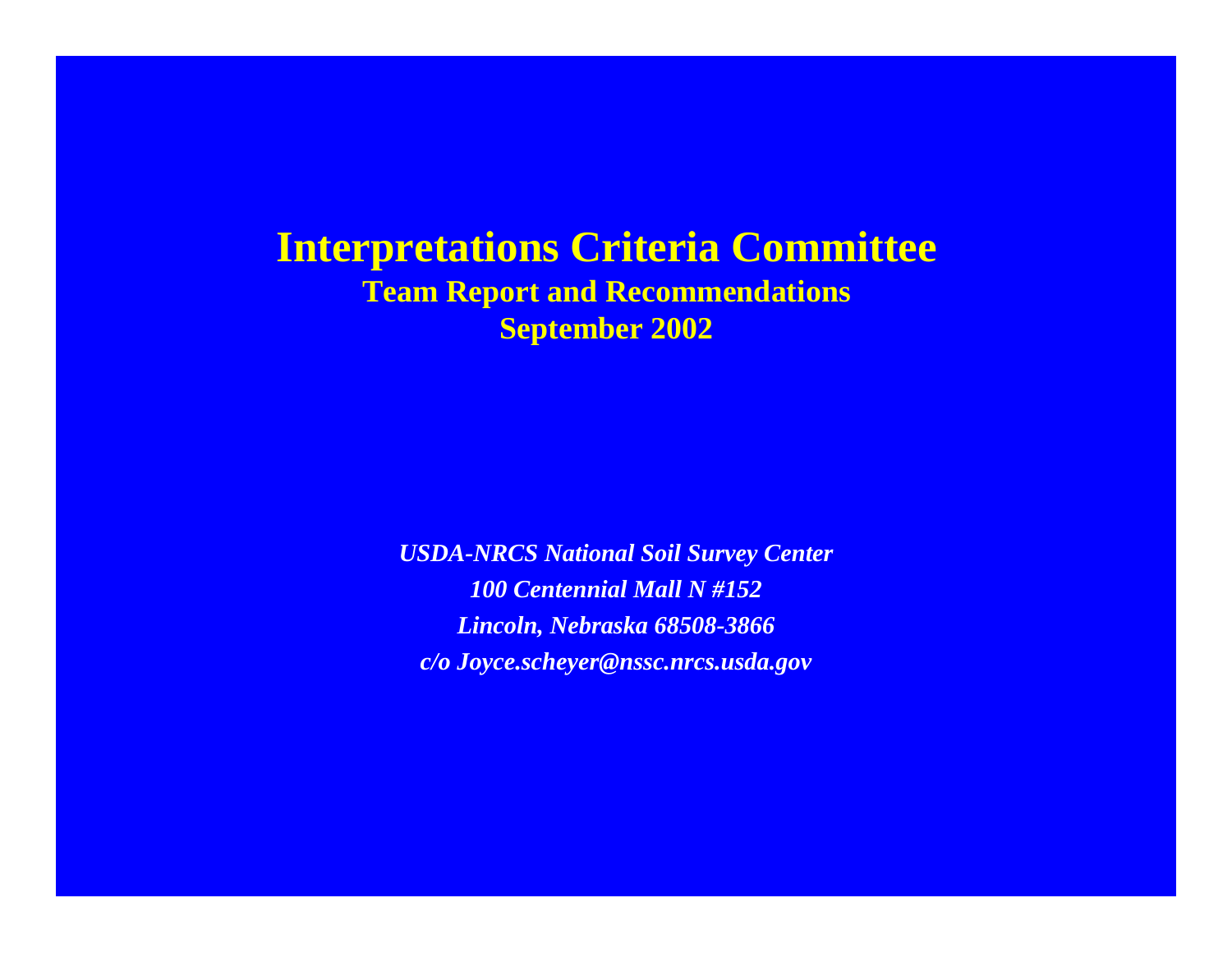# Interpretations Criteria Committee

**Team Report and Recommendations**

**September 2002**

***USDA-NRCS National Soil Survey Center***

***100 Centennial Mall N #152***

***Lincoln, Nebraska 68508-3866***

***c/o Joyce.scheyer@nssc.nrcs.usda.gov***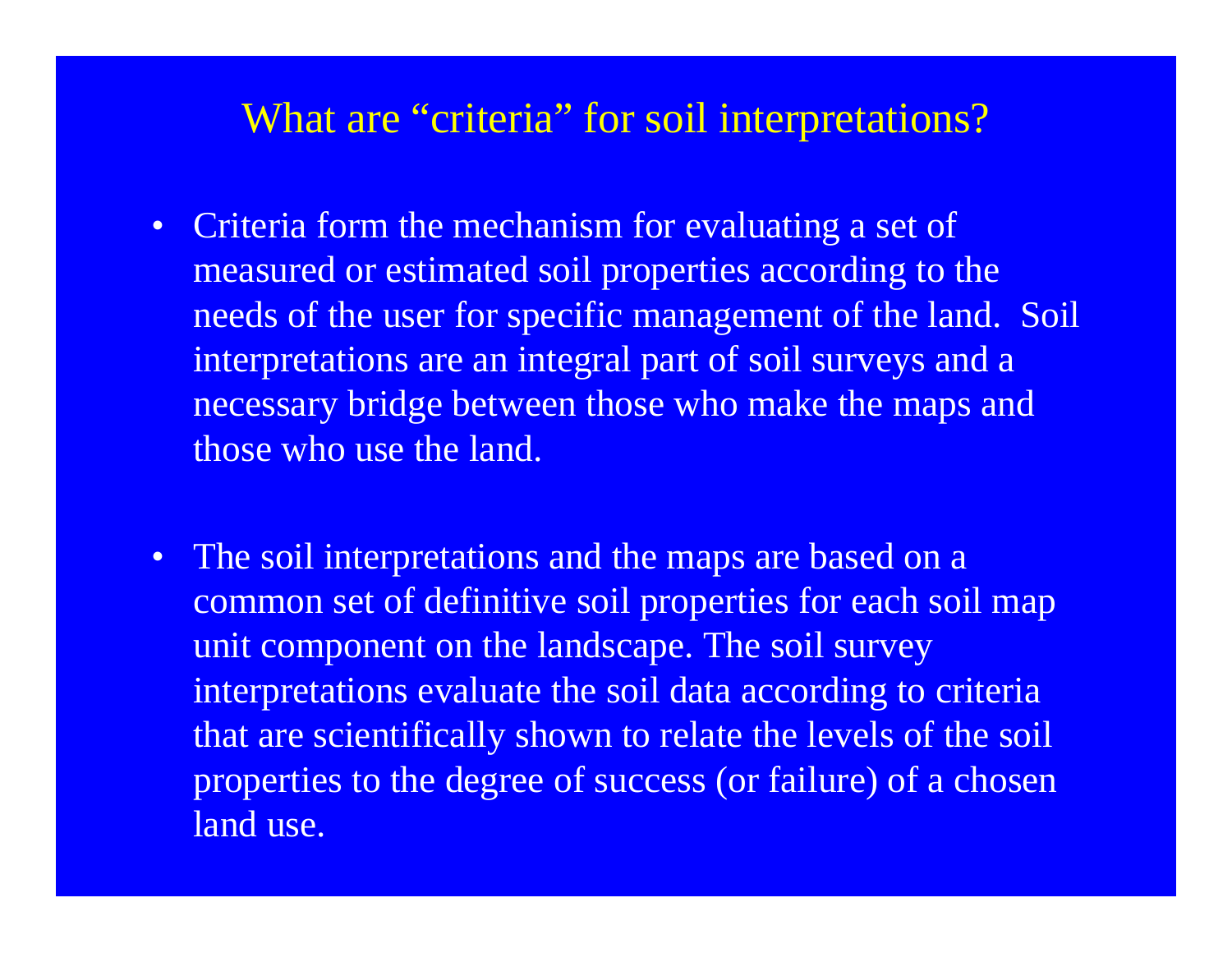# What are "criteria" for soil interpretations?

- Criteria form the mechanism for evaluating a set of measured or estimated soil properties according to the needs of the user for specific management of the land. Soil interpretations are an integral part of soil surveys and a necessary bridge between those who make the maps and those who use the land.

- The soil interpretations and the maps are based on a common set of definitive soil properties for each soil map unit component on the landscape. The soil survey interpretations evaluate the soil data according to criteria that are scientifically shown to relate the levels of the soil properties to the degree of success (or failure) of a chosen land use.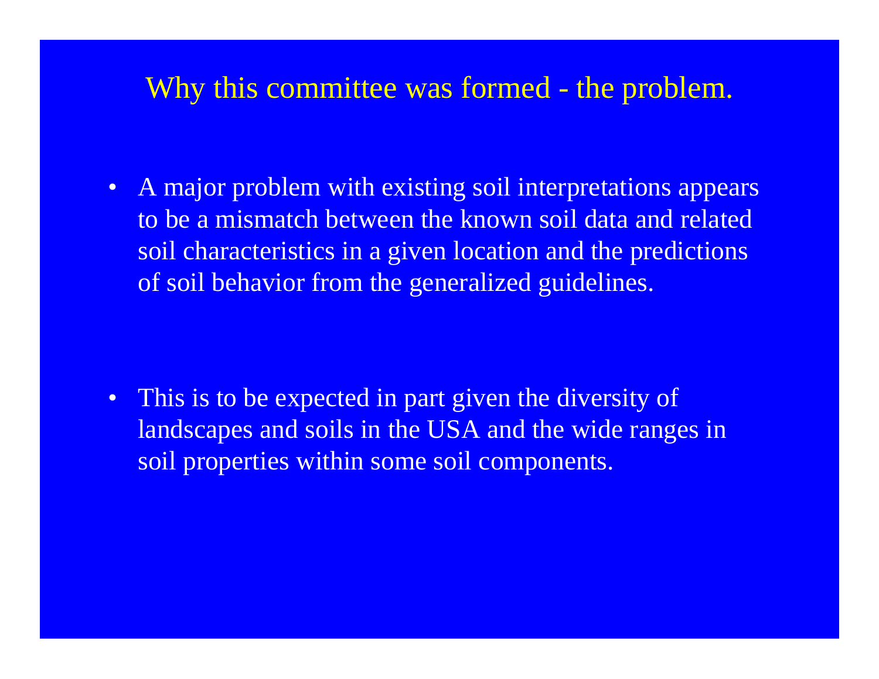# Why this committee was formed - the problem.

- A major problem with existing soil interpretations appears to be a mismatch between the known soil data and related soil characteristics in a given location and the predictions of soil behavior from the generalized guidelines.

- This is to be expected in part given the diversity of landscapes and soils in the USA and the wide ranges in soil properties within some soil components.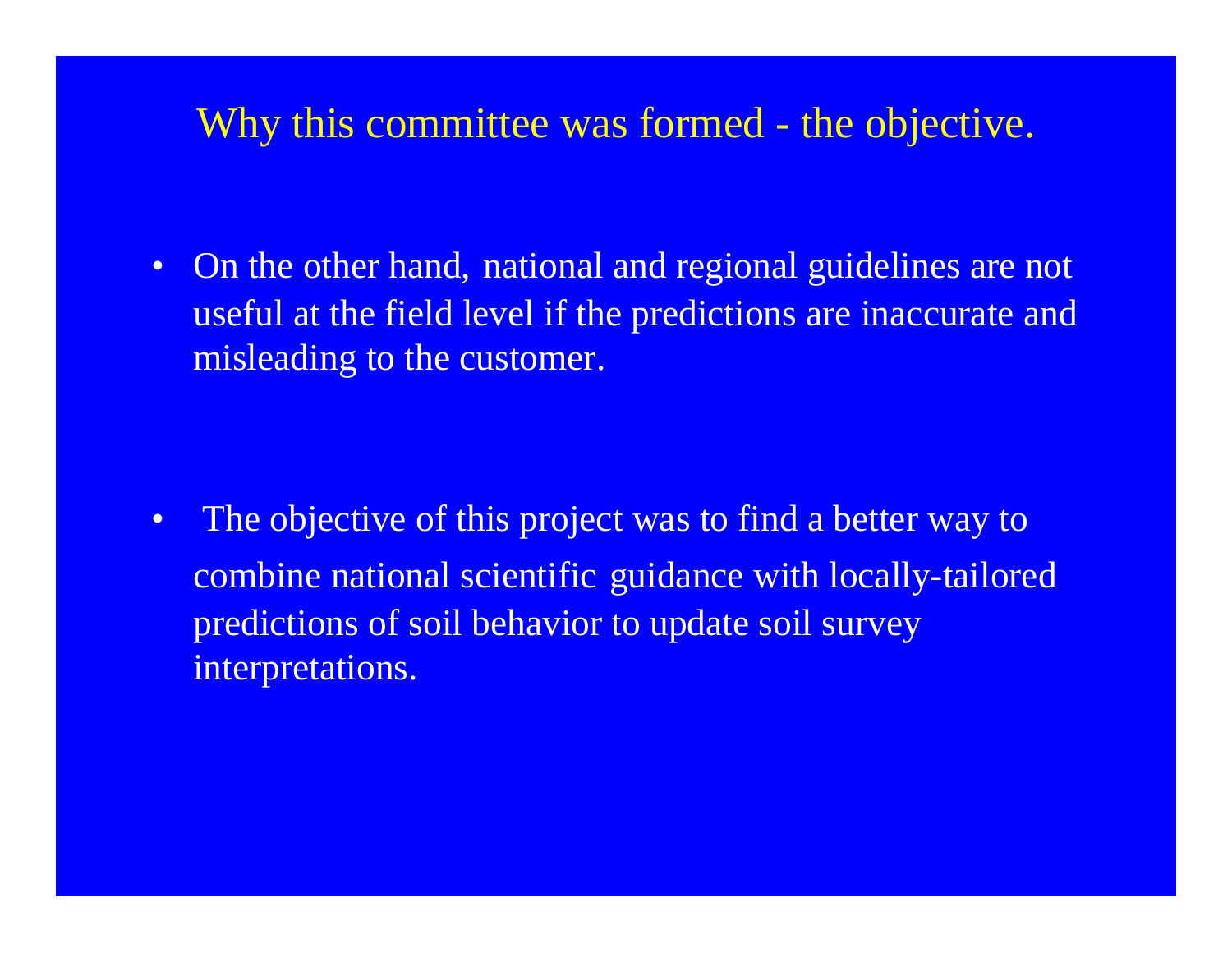# Why this committee was formed - the objective.

- On the other hand, national and regional guidelines are not useful at the field level if the predictions are inaccurate and misleading to the customer.

- The objective of this project was to find a better way to combine national scientific guidance with locally-tailored predictions of soil behavior to update soil survey interpretations.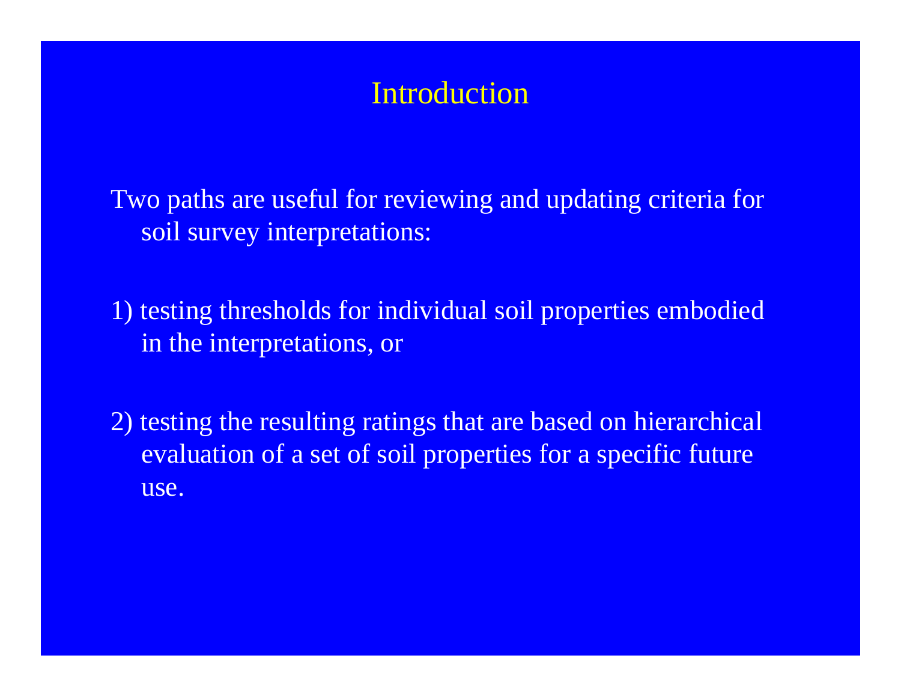# Introduction

Two paths are useful for reviewing and updating criteria for soil survey interpretations:

1) testing thresholds for individual soil properties embodied in the interpretations, or

2) testing the resulting ratings that are based on hierarchical evaluation of a set of soil properties for a specific future use.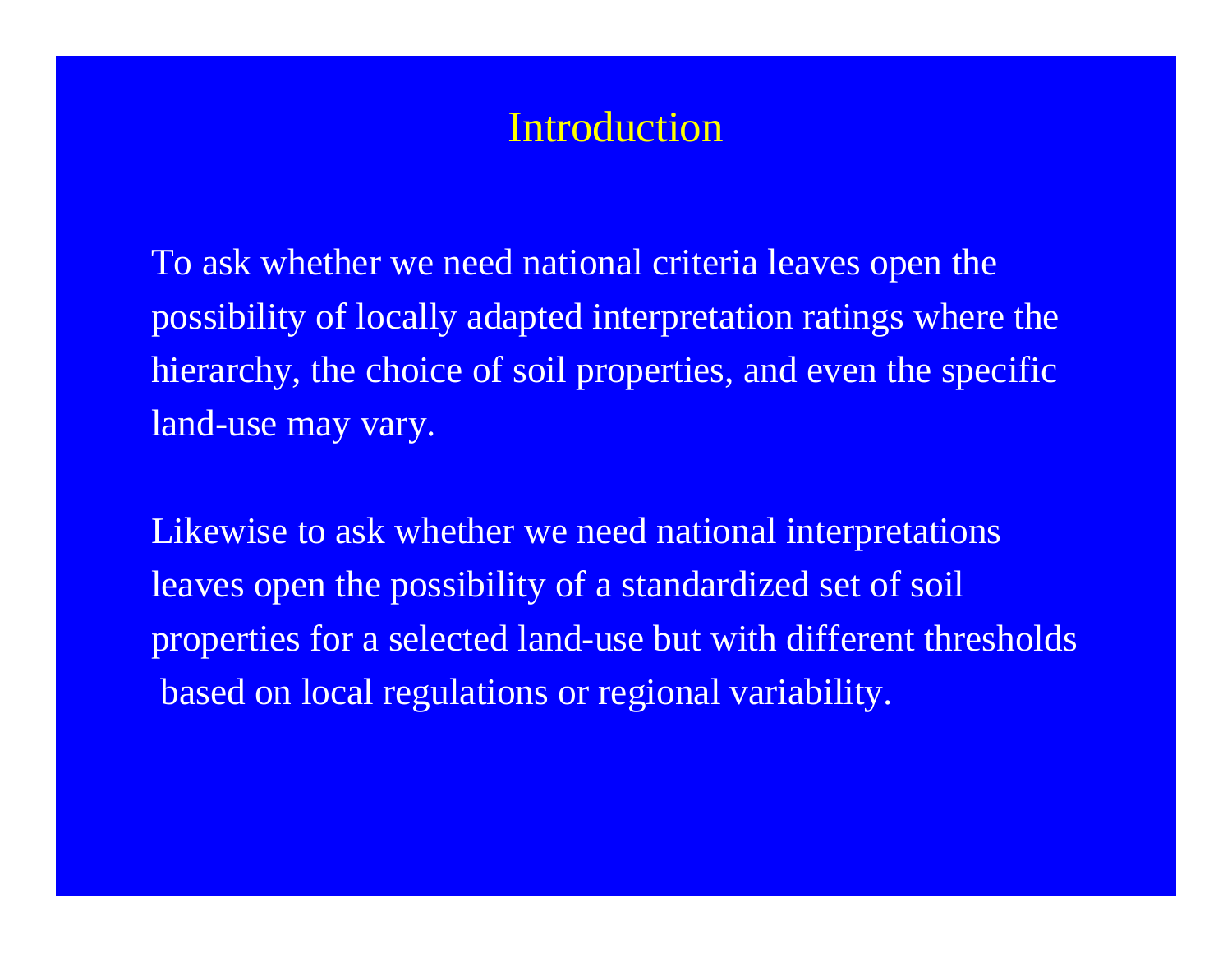# Introduction

To ask whether we need national criteria leaves open the possibility of locally adapted interpretation ratings where the hierarchy, the choice of soil properties, and even the specific land-use may vary.

Likewise to ask whether we need national interpretations leaves open the possibility of a standardized set of soil properties for a selected land-use but with different thresholds based on local regulations or regional variability.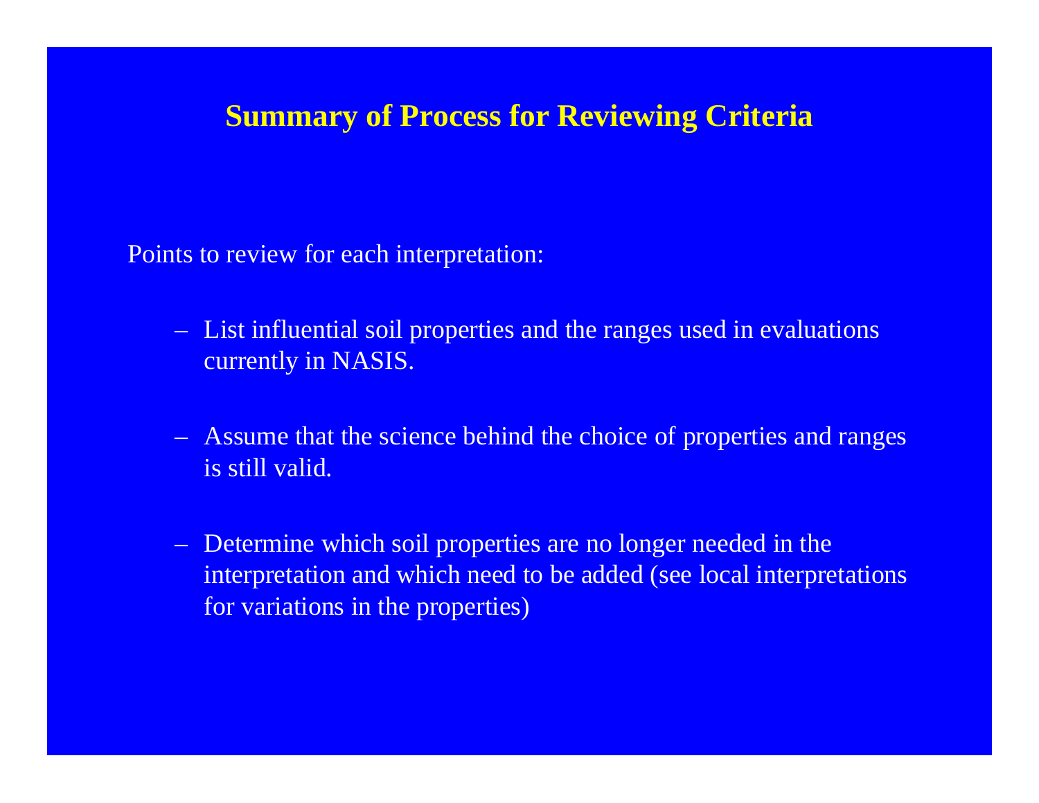# Summary of Process for Reviewing Criteria

Points to review for each interpretation:

- List influential soil properties and the ranges used in evaluations currently in NASIS.
- Assume that the science behind the choice of properties and ranges is still valid.
- Determine which soil properties are no longer needed in the interpretation and which need to be added (see local interpretations for variations in the properties)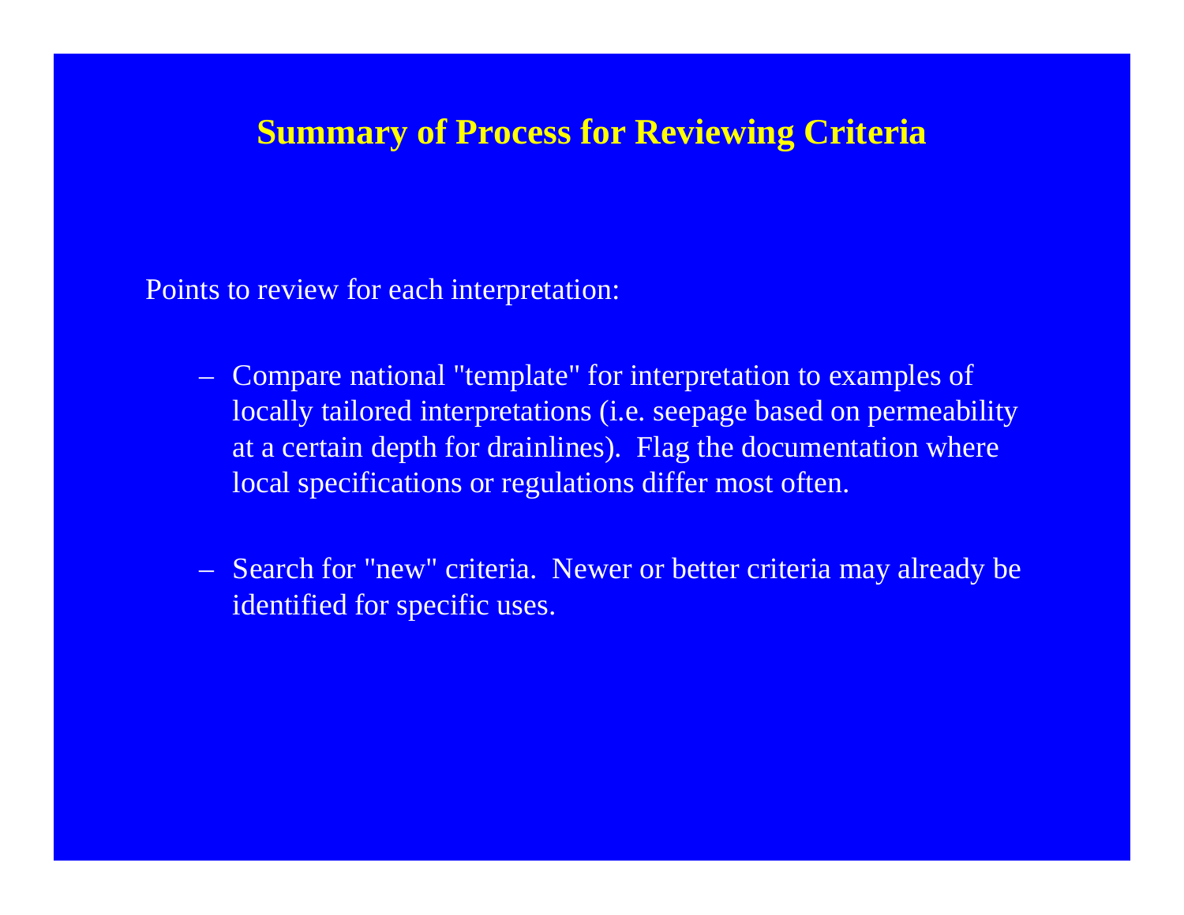# Summary of Process for Reviewing Criteria

Points to review for each interpretation:

- Compare national "template" for interpretation to examples of locally tailored interpretations (i.e. seepage based on permeability at a certain depth for drainlines). Flag the documentation where local specifications or regulations differ most often.

- Search for "new" criteria. Newer or better criteria may already be identified for specific uses.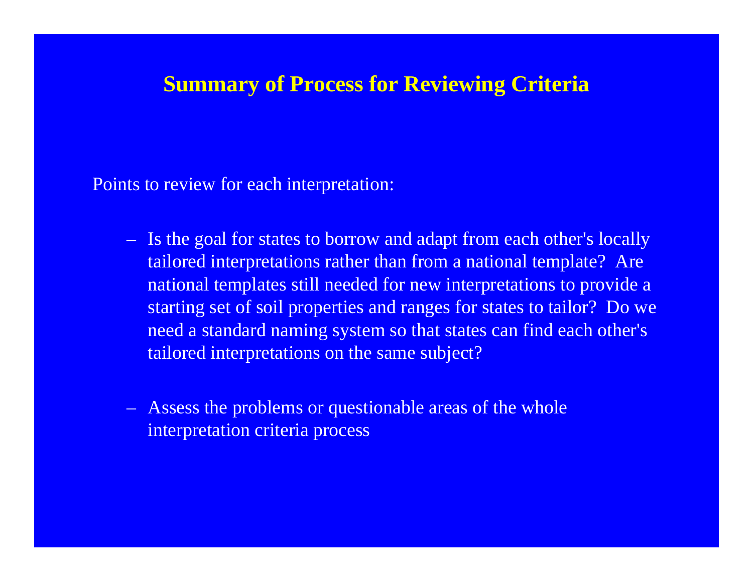# Summary of Process for Reviewing Criteria

Points to review for each interpretation:

- Is the goal for states to borrow and adapt from each other's locally tailored interpretations rather than from a national template? Are national templates still needed for new interpretations to provide a starting set of soil properties and ranges for states to tailor? Do we need a standard naming system so that states can find each other's tailored interpretations on the same subject?

- Assess the problems or questionable areas of the whole interpretation criteria process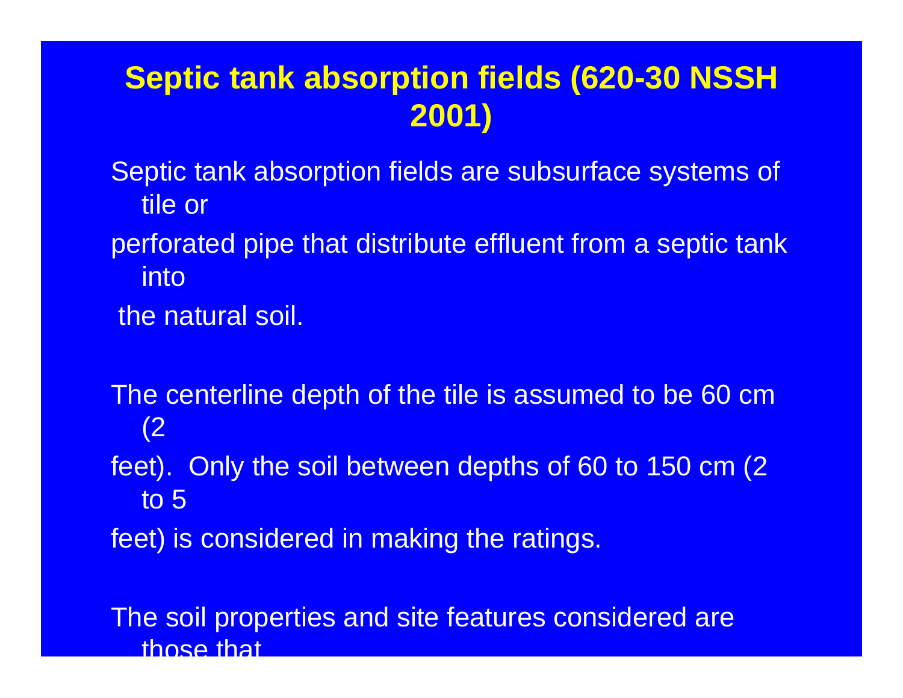# Septic tank absorption fields (620-30 NSSH 2001)

Septic tank absorption fields are subsurface systems of tile or perforated pipe that distribute effluent from a septic tank into the natural soil.

The centerline depth of the tile is assumed to be 60 cm (2 feet). Only the soil between depths of 60 to 150 cm (2 to 5 feet) is considered in making the ratings.

The soil properties and site features considered are those that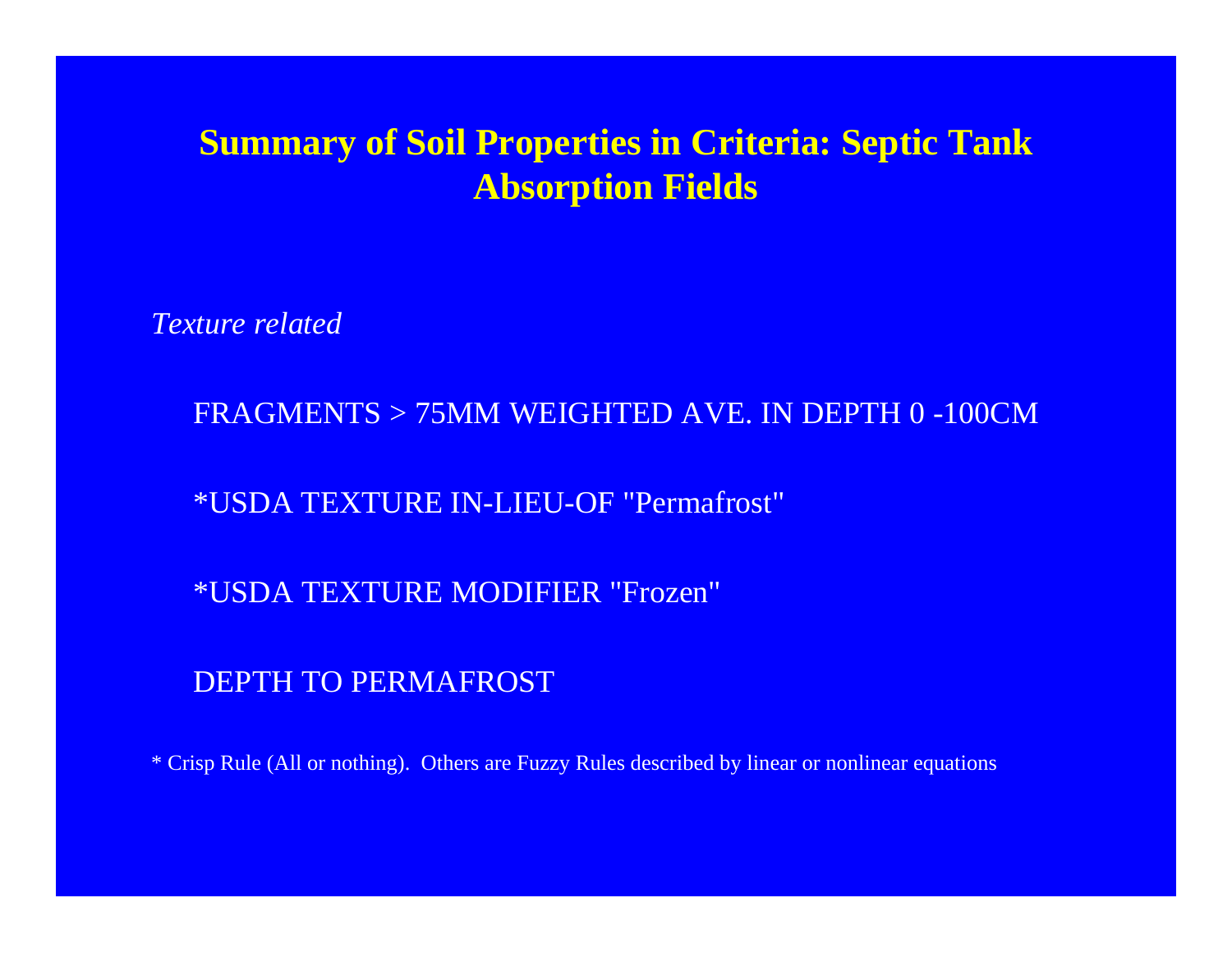# Summary of Soil Properties in Criteria: Septic Tank Absorption Fields

*Texture related*

FRAGMENTS > 75MM WEIGHTED AVE. IN DEPTH 0 -100CM

*USDA TEXTURE IN-LIEU-OF "Permafrost"

*USDA TEXTURE MODIFIER "Frozen"

DEPTH TO PERMAFROST

* Crisp Rule (All or nothing). Others are Fuzzy Rules described by linear or nonlinear equations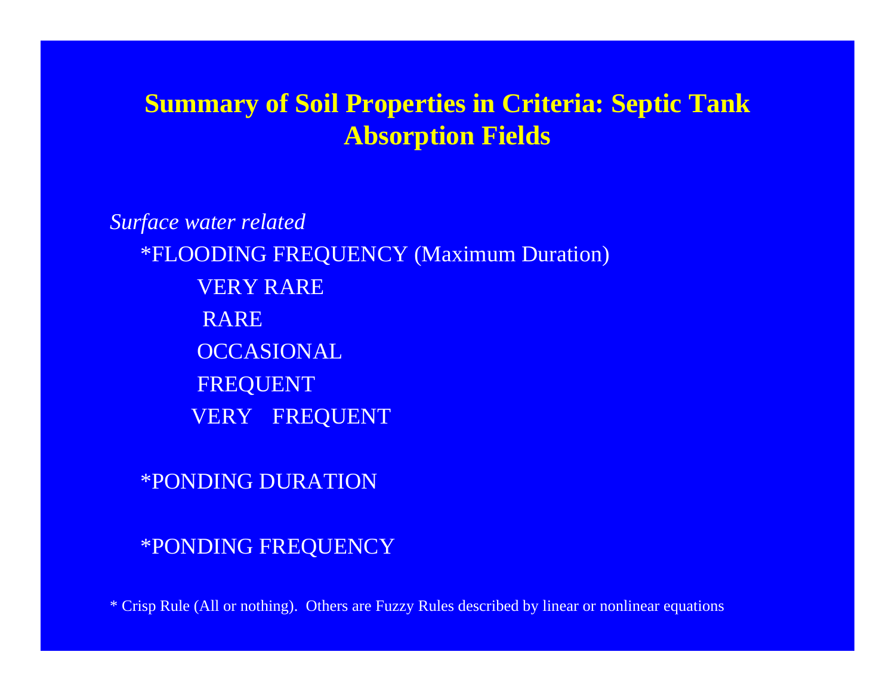# Summary of Soil Properties in Criteria: Septic Tank Absorption Fields

*Surface water related*

- *FLOODING FREQUENCY (Maximum Duration)
  - VERY RARE
  - RARE
  - OCCASIONAL
  - FREQUENT
  - VERY FREQUENT
- *PONDING DURATION
- *PONDING FREQUENCY

* Crisp Rule (All or nothing). Others are Fuzzy Rules described by linear or nonlinear equations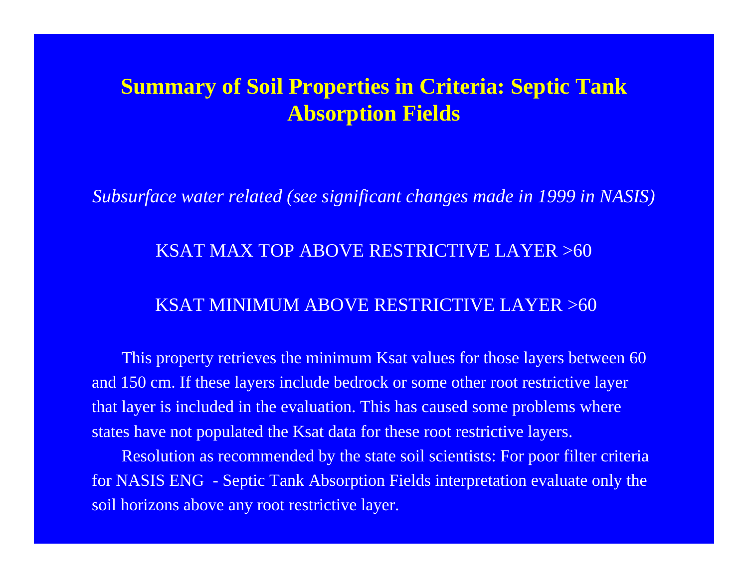# Summary of Soil Properties in Criteria: Septic Tank Absorption Fields

*Subsurface water related (see significant changes made in 1999 in NASIS)*

KSAT MAX TOP ABOVE RESTRICTIVE LAYER >60

KSAT MINIMUM ABOVE RESTRICTIVE LAYER >60

This property retrieves the minimum Ksat values for those layers between 60 and 150 cm. If these layers include bedrock or some other root restrictive layer that layer is included in the evaluation. This has caused some problems where states have not populated the Ksat data for these root restrictive layers.

Resolution as recommended by the state soil scientists: For poor filter criteria for NASIS ENG - Septic Tank Absorption Fields interpretation evaluate only the soil horizons above any root restrictive layer.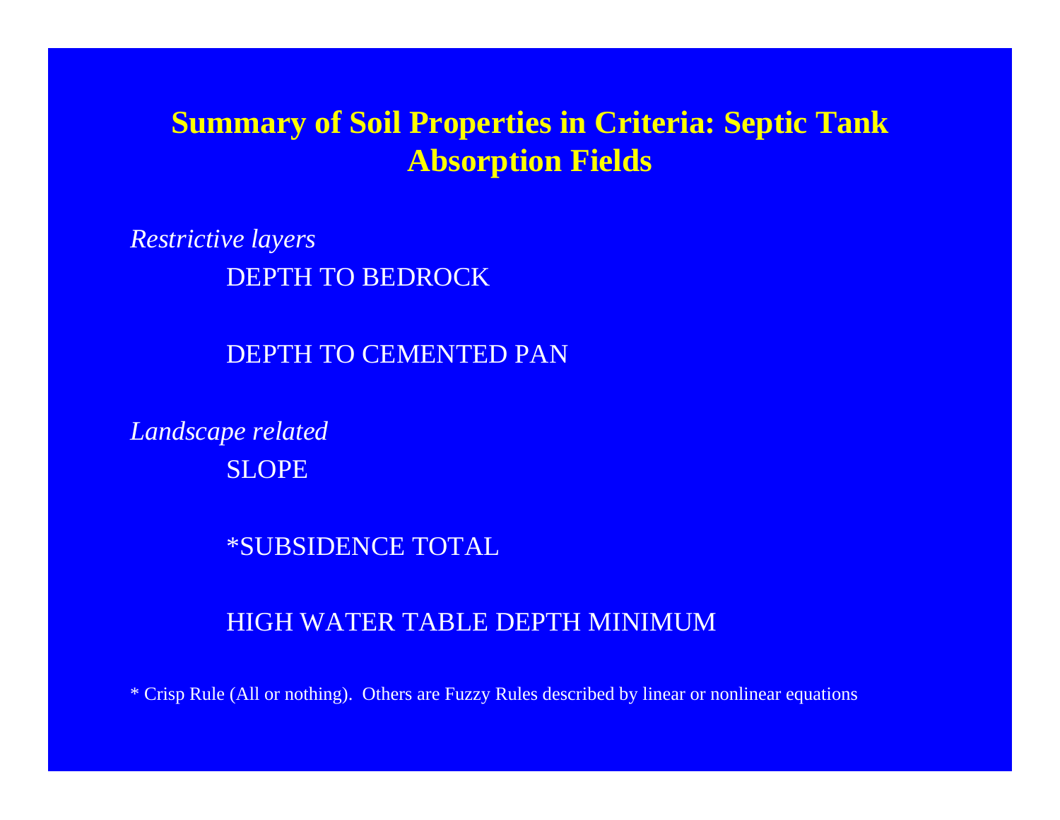# Summary of Soil Properties in Criteria: Septic Tank Absorption Fields

*Restrictive layers*

DEPTH TO BEDROCK

DEPTH TO CEMENTED PAN

*Landscape related*

SLOPE

*SUBSIDENCE TOTAL

HIGH WATER TABLE DEPTH MINIMUM

\* Crisp Rule (All or nothing). Others are Fuzzy Rules described by linear or nonlinear equations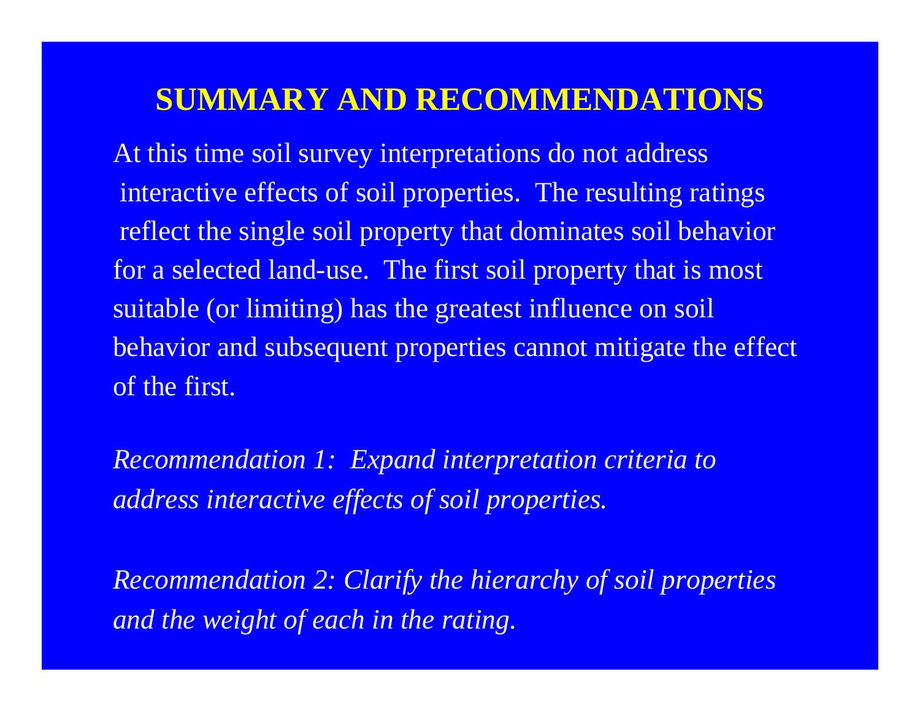# SUMMARY AND RECOMMENDATIONS

At this time soil survey interpretations do not address interactive effects of soil properties. The resulting ratings reflect the single soil property that dominates soil behavior for a selected land-use. The first soil property that is most suitable (or limiting) has the greatest influence on soil behavior and subsequent properties cannot mitigate the effect of the first.

*Recommendation 1: Expand interpretation criteria to address interactive effects of soil properties.*

*Recommendation 2: Clarify the hierarchy of soil properties and the weight of each in the rating.*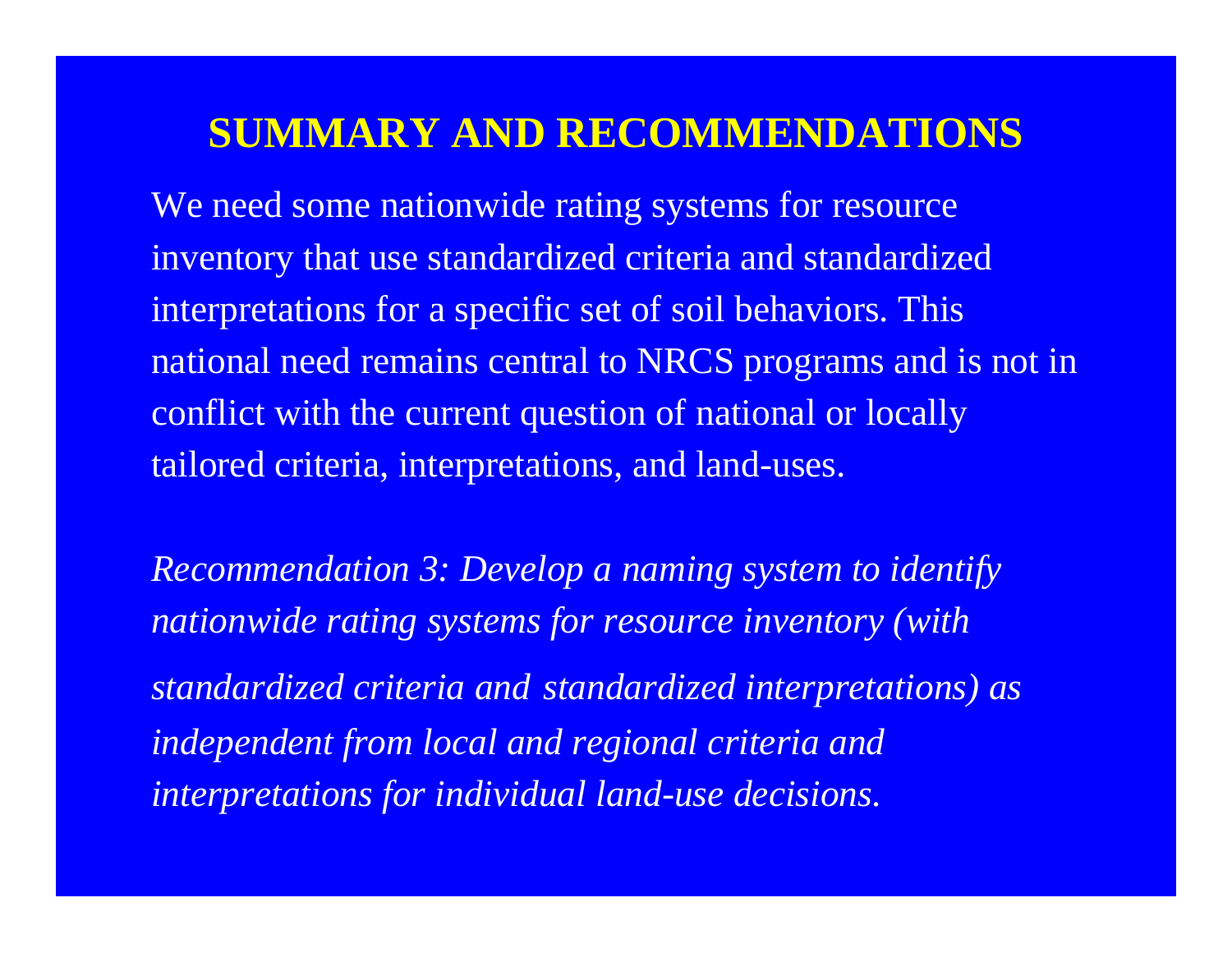# SUMMARY AND RECOMMENDATIONS

We need some nationwide rating systems for resource inventory that use standardized criteria and standardized interpretations for a specific set of soil behaviors. This national need remains central to NRCS programs and is not in conflict with the current question of national or locally tailored criteria, interpretations, and land-uses.

*Recommendation 3: Develop a naming system to identify nationwide rating systems for resource inventory (with standardized criteria and standardized interpretations) as independent from local and regional criteria and interpretations for individual land-use decisions.*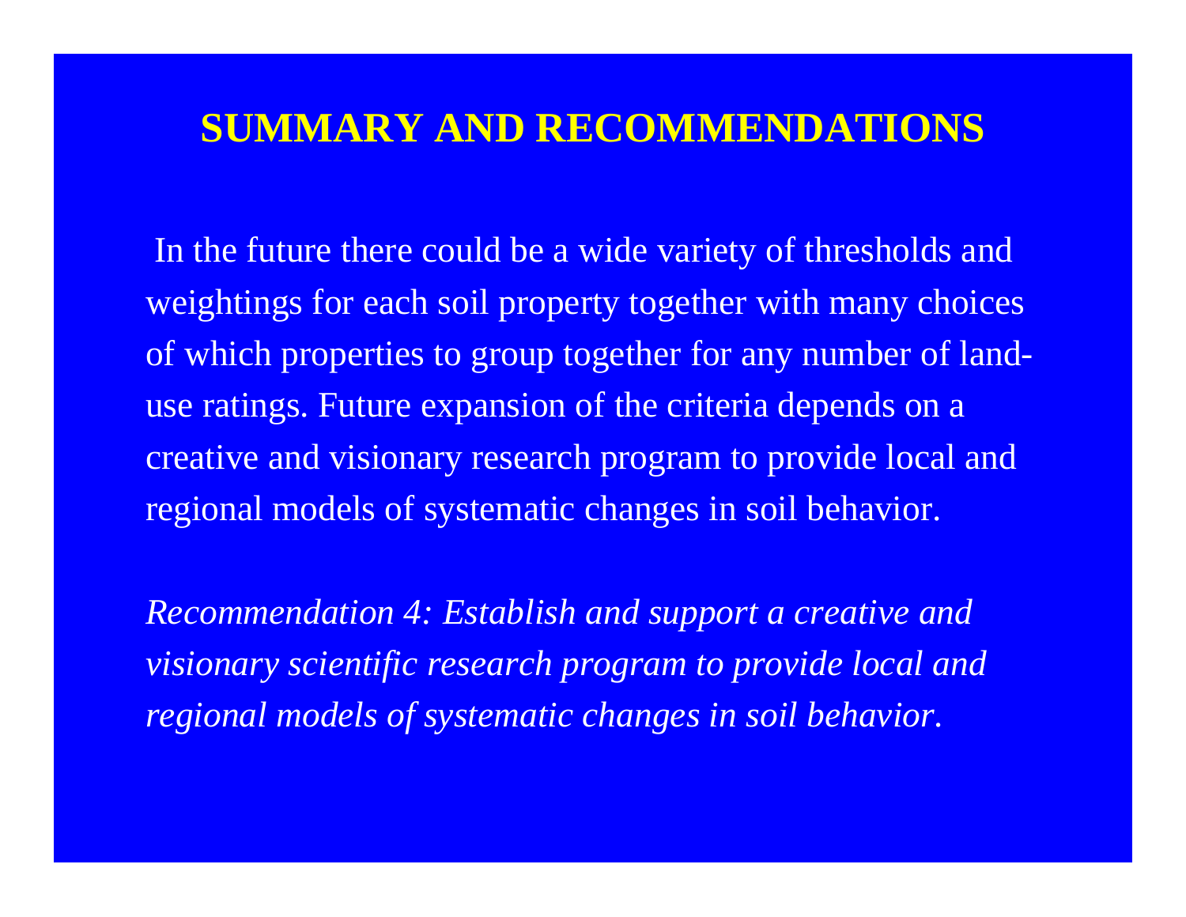# SUMMARY AND RECOMMENDATIONS

In the future there could be a wide variety of thresholds and weightings for each soil property together with many choices of which properties to group together for any number of land-use ratings. Future expansion of the criteria depends on a creative and visionary research program to provide local and regional models of systematic changes in soil behavior.

*Recommendation 4: Establish and support a creative and visionary scientific research program to provide local and regional models of systematic changes in soil behavior.*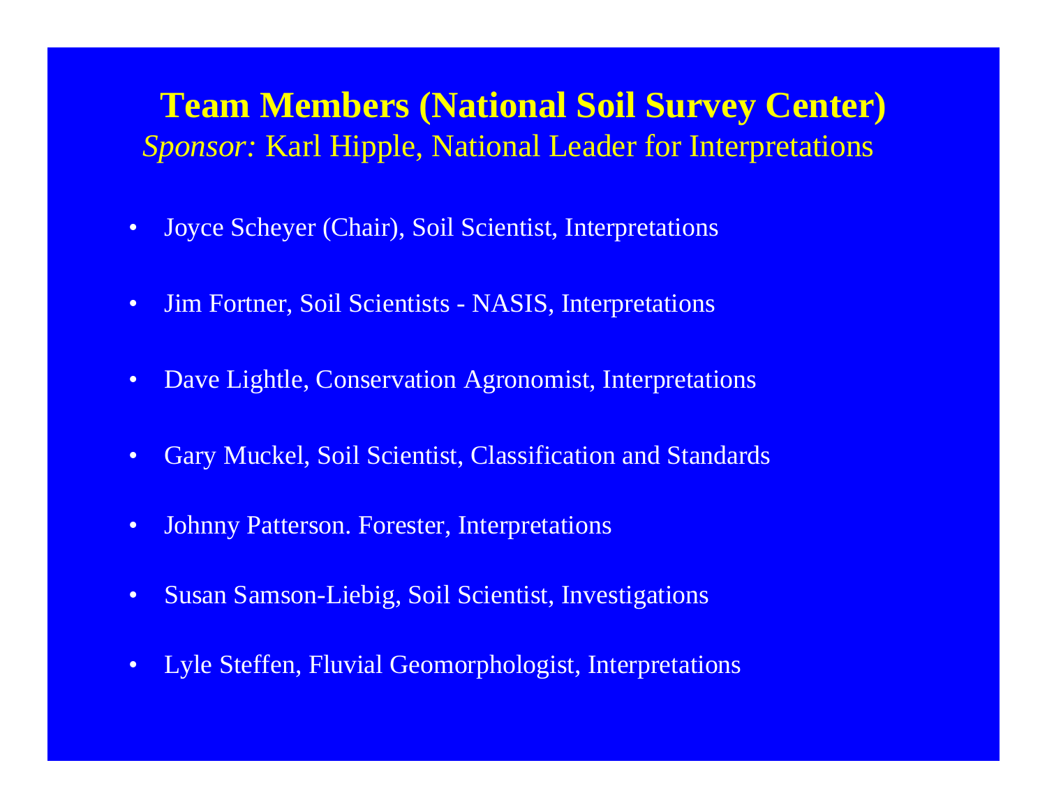# Team Members (National Soil Survey Center)

*Sponsor:* Karl Hipple, National Leader for Interpretations

- Joyce Scheyer (Chair), Soil Scientist, Interpretations
- Jim Fortner, Soil Scientists - NASIS, Interpretations
- Dave Lightle, Conservation Agronomist, Interpretations
- Gary Muckel, Soil Scientist, Classification and Standards
- Johnny Patterson. Forester, Interpretations
- Susan Samson-Liebig, Soil Scientist, Investigations
- Lyle Steffen, Fluvial Geomorphologist, Interpretations